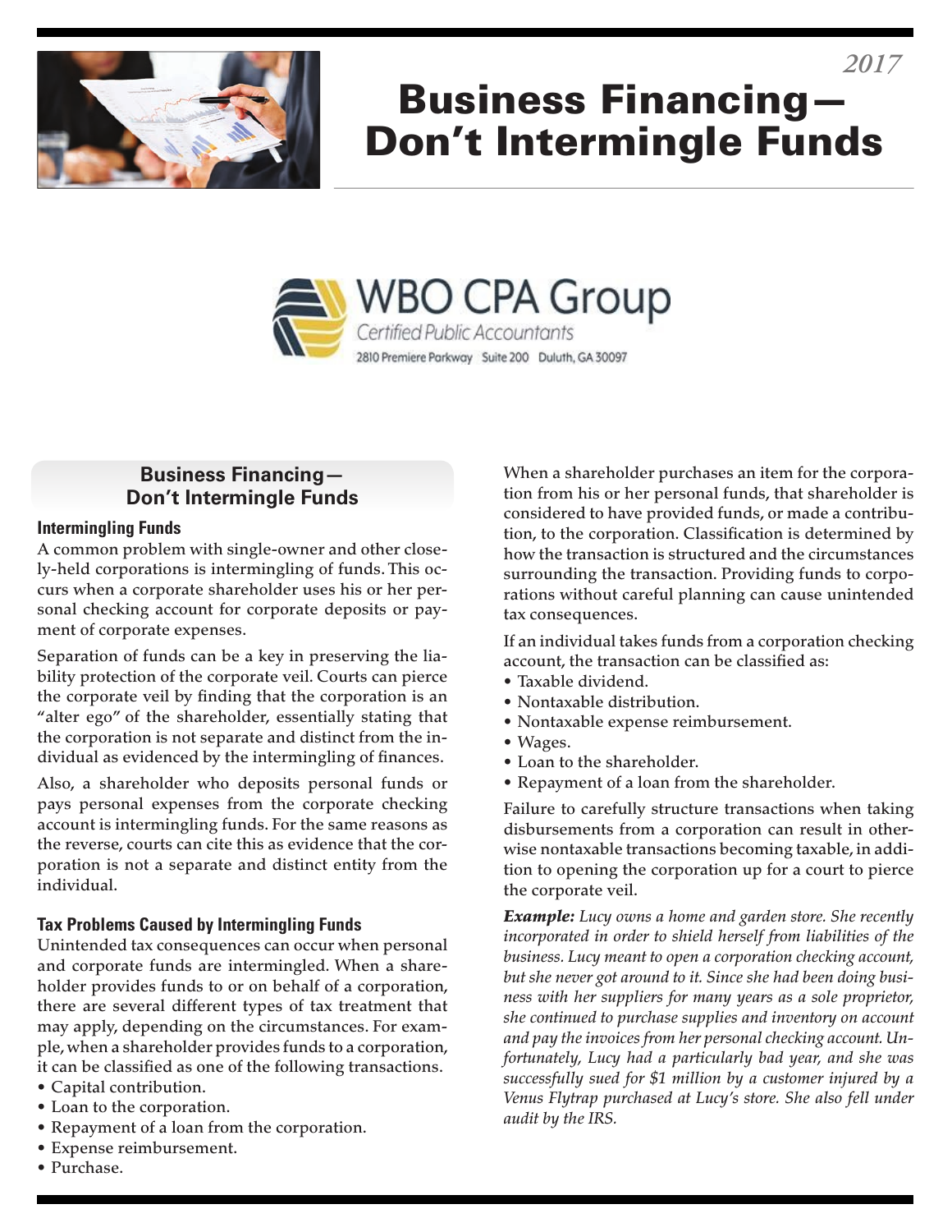2017

# Business Financing—Don't Intermingle Funds

WBO CPA Group

Certified Public Accountants

2810 Premiere Parkway Suite 200 Duluth, GA 30097

## Business Financing—Don't Intermingle Funds

### Intermingling Funds

A common problem with single-owner and other closely-held corporations is intermingling of funds. This occurs when a corporate shareholder uses his or her personal checking account for corporate deposits or payment of corporate expenses.

Separation of funds can be a key in preserving the liability protection of the corporate veil. Courts can pierce the corporate veil by finding that the corporation is an "alter ego" of the shareholder, essentially stating that the corporation is not separate and distinct from the individual as evidenced by the intermingling of finances.

Also, a shareholder who deposits personal funds or pays personal expenses from the corporate checking account is intermingling funds. For the same reasons as the reverse, courts can cite this as evidence that the corporation is not a separate and distinct entity from the individual.

### Tax Problems Caused by Intermingling Funds

Unintended tax consequences can occur when personal and corporate funds are intermingled. When a shareholder provides funds to or on behalf of a corporation, there are several different types of tax treatment that may apply, depending on the circumstances. For example, when a shareholder provides funds to a corporation, it can be classified as one of the following transactions.

- Capital contribution.
- Loan to the corporation.
- Repayment of a loan from the corporation.
- Expense reimbursement.
- Purchase.

When a shareholder purchases an item for the corporation from his or her personal funds, that shareholder is considered to have provided funds, or made a contribution, to the corporation. Classification is determined by how the transaction is structured and the circumstances surrounding the transaction. Providing funds to corporations without careful planning can cause unintended tax consequences.

If an individual takes funds from a corporation checking account, the transaction can be classified as:

- Taxable dividend.
- Nontaxable distribution.
- Nontaxable expense reimbursement.
- Wages.
- Loan to the shareholder.
- Repayment of a loan from the shareholder.

Failure to carefully structure transactions when taking disbursements from a corporation can result in otherwise nontaxable transactions becoming taxable, in addition to opening the corporation up for a court to pierce the corporate veil.

***Example:*** *Lucy owns a home and garden store. She recently incorporated in order to shield herself from liabilities of the business. Lucy meant to open a corporation checking account, but she never got around to it. Since she had been doing business with her suppliers for many years as a sole proprietor, she continued to purchase supplies and inventory on account and pay the invoices from her personal checking account. Unfortunately, Lucy had a particularly bad year, and she was successfully sued for $1 million by a customer injured by a Venus Flytrap purchased at Lucy's store. She also fell under audit by the IRS.*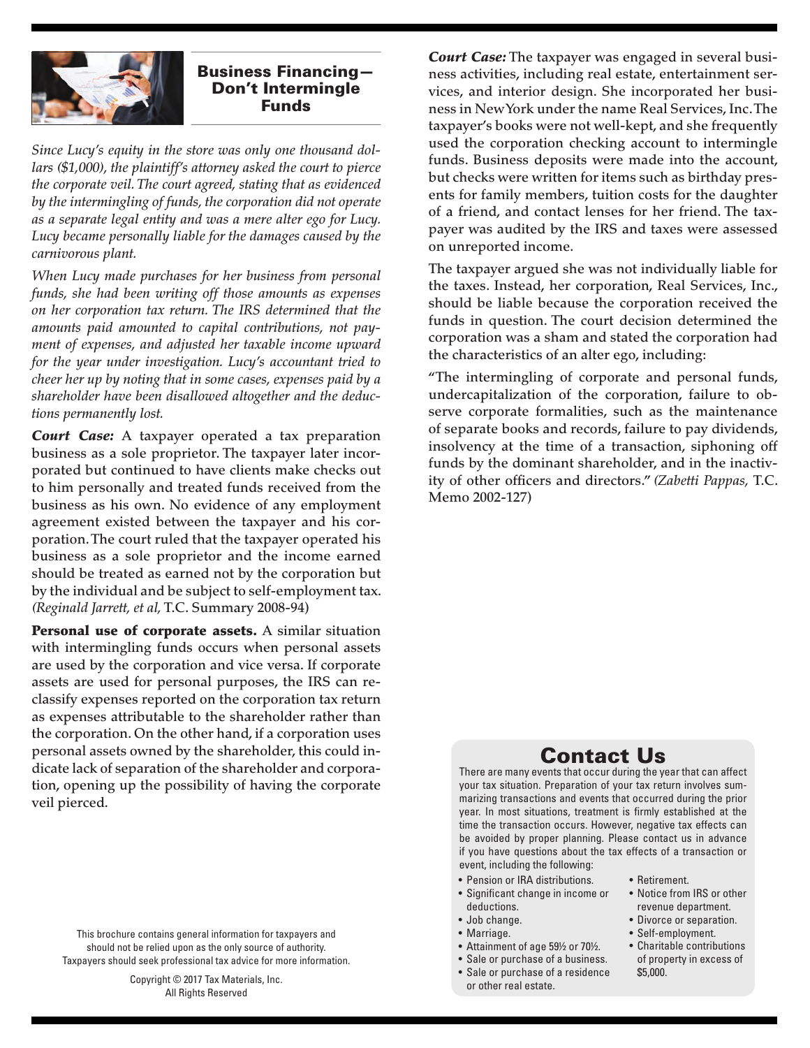## Business Financing—Don't Intermingle Funds

*Since Lucy's equity in the store was only one thousand dollars ($1,000), the plaintiff's attorney asked the court to pierce the corporate veil. The court agreed, stating that as evidenced by the intermingling of funds, the corporation did not operate as a separate legal entity and was a mere alter ego for Lucy. Lucy became personally liable for the damages caused by the carnivorous plant.*

*When Lucy made purchases for her business from personal funds, she had been writing off those amounts as expenses on her corporation tax return. The IRS determined that the amounts paid amounted to capital contributions, not payment of expenses, and adjusted her taxable income upward for the year under investigation. Lucy's accountant tried to cheer her up by noting that in some cases, expenses paid by a shareholder have been disallowed altogether and the deductions permanently lost.*

***Court Case:*** A taxpayer operated a tax preparation business as a sole proprietor. The taxpayer later incorporated but continued to have clients make checks out to him personally and treated funds received from the business as his own. No evidence of any employment agreement existed between the taxpayer and his corporation. The court ruled that the taxpayer operated his business as a sole proprietor and the income earned should be treated as earned not by the corporation but by the individual and be subject to self-employment tax. *(Reginald Jarrett, et al,* T.C. Summary 2008-94)

**Personal use of corporate assets.** A similar situation with intermingling funds occurs when personal assets are used by the corporation and vice versa. If corporate assets are used for personal purposes, the IRS can reclassify expenses reported on the corporation tax return as expenses attributable to the shareholder rather than the corporation. On the other hand, if a corporation uses personal assets owned by the shareholder, this could indicate lack of separation of the shareholder and corporation, opening up the possibility of having the corporate veil pierced.

***Court Case:*** The taxpayer was engaged in several business activities, including real estate, entertainment services, and interior design. She incorporated her business in New York under the name Real Services, Inc. The taxpayer's books were not well-kept, and she frequently used the corporation checking account to intermingle funds. Business deposits were made into the account, but checks were written for items such as birthday presents for family members, tuition costs for the daughter of a friend, and contact lenses for her friend. The taxpayer was audited by the IRS and taxes were assessed on unreported income.

The taxpayer argued she was not individually liable for the taxes. Instead, her corporation, Real Services, Inc., should be liable because the corporation received the funds in question. The court decision determined the corporation was a sham and stated the corporation had the characteristics of an alter ego, including:

"The intermingling of corporate and personal funds, undercapitalization of the corporation, failure to observe corporate formalities, such as the maintenance of separate books and records, failure to pay dividends, insolvency at the time of a transaction, siphoning off funds by the dominant shareholder, and in the inactivity of other officers and directors." *(Zabetti Pappas,* T.C. Memo 2002-127)

## Contact Us

There are many events that occur during the year that can affect your tax situation. Preparation of your tax return involves summarizing transactions and events that occurred during the prior year. In most situations, treatment is firmly established at the time the transaction occurs. However, negative tax effects can be avoided by proper planning. Please contact us in advance if you have questions about the tax effects of a transaction or event, including the following:

- Pension or IRA distributions.
- Significant change in income or deductions.
- Job change.
- Marriage.
- Attainment of age 59½ or 70½.
- Sale or purchase of a business.
- Sale or purchase of a residence or other real estate.
- Retirement.
- Notice from IRS or other revenue department.
- Divorce or separation.
- Self-employment.
- Charitable contributions of property in excess of $5,000.

This brochure contains general information for taxpayers and should not be relied upon as the only source of authority. Taxpayers should seek professional tax advice for more information.

Copyright © 2017 Tax Materials, Inc.
All Rights Reserved